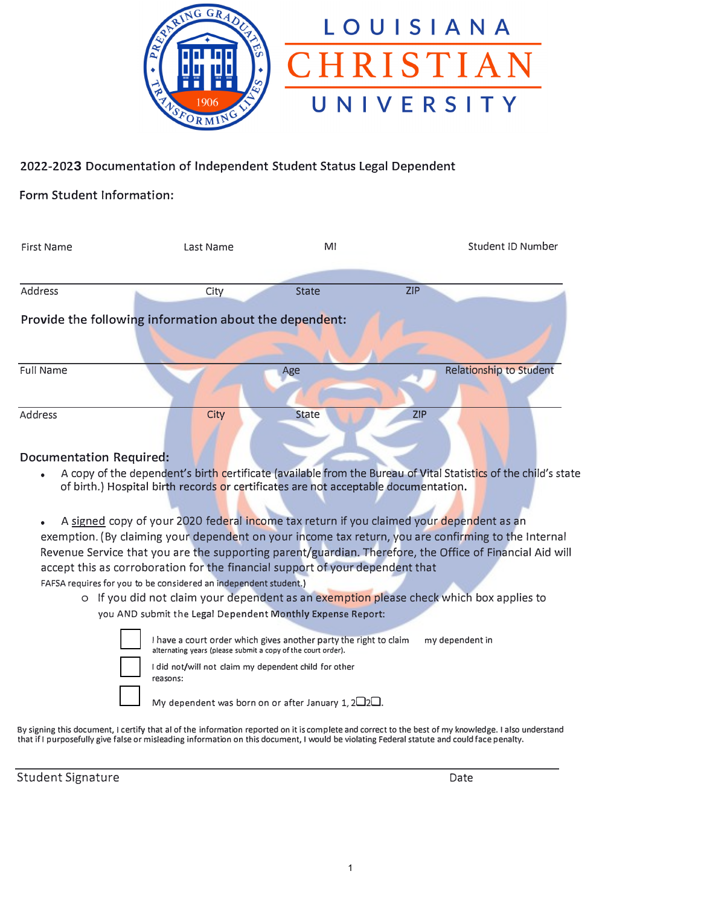# LOUISIANA CHRISTIAN UNIVERSITY

## 2022-2023 Documentation of Independent Student Status Legal Dependent

### Form Student Information:

First Name | Last Name | MI | Student ID Number

Address | City | State | ZIP

### Provide the following information about the dependent:

Full Name | Age | Relationship to Student

Address | City | State | ZIP

### Documentation Required:

- A copy of the dependent's birth certificate (available from the Bureau of Vital Statistics of the child's state of birth.) Hospital birth records or certificates are not acceptable documentation.

- A signed copy of your 2020 federal income tax return if you claimed your dependent as an exemption. (By claiming your dependent on your income tax return, you are confirming to the Internal Revenue Service that you are the supporting parent/guardian. Therefore, the Office of Financial Aid will accept this as corroboration for the financial support of your dependent that FAFSA requires for you to be considered an independent student.)
  - If you did not claim your dependent as an exemption please check which box applies to you AND submit the Legal Dependent Monthly Expense Report:

    - ☐ I have a court order which gives another party the right to claim my dependent in alternating years (please submit a copy of the court order).
    - ☐ I did not/will not claim my dependent child for other reasons:
    - ☐ My dependent was born on or after January 1, 2❑2❑.

By signing this document, I certify that al of the information reported on it is complete and correct to the best of my knowledge. I also understand that if I purposefully give false or misleading information on this document, I would be violating Federal statute and could face penalty.

Student Signature | Date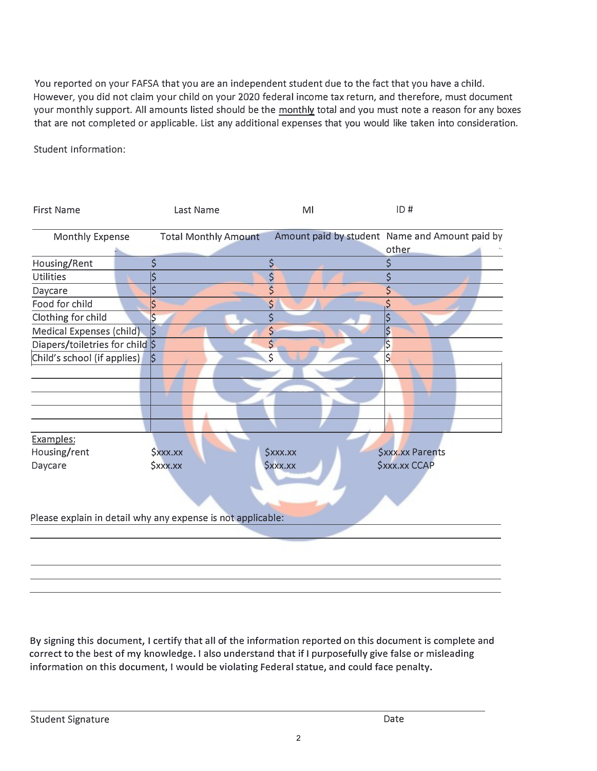You reported on your FAFSA that you are an independent student due to the fact that you have a child. However, you did not claim your child on your 2020 federal income tax return, and therefore, must document your monthly support. All amounts listed should be the <u>monthly</u> total and you must note a reason for any boxes that are not completed or applicable. List any additional expenses that you would like taken into consideration.

Student Information:

| First Name | Last Name | MI | ID # |
|---|---|---|---|
| | | | |

| Monthly Expense | Total Monthly Amount | Amount paid by student | Name and Amount paid by other |
|---|---|---|---|
| Housing/Rent | $ | $ | $ |
| Utilities | $ | $ | $ |
| Daycare | $ | $ | $ |
| Food for child | $ | $ | $ |
| Clothing for child | $ | $ | $ |
| Medical Expenses (child) | $ | $ | $ |
| Diapers/toiletries for child | $ | $ | $ |
| Child's school (if applies) | $ | $ | $ |
| | | | |
| | | | |
| | | | |
| | | | |
| | | | |

<u>Examples:</u>

| | | | |
|---|---|---|---|
| Housing/rent | $xxx.xx | $xxx.xx | $xxx.xx Parents |
| Daycare | $xxx.xx | $xxx.xx | $xxx.xx CCAP |

Please explain in detail why any expense is not applicable:

_______________________________________________

_______________________________________________

_______________________________________________

_______________________________________________

By signing this document, I certify that all of the information reported on this document is complete and correct to the best of my knowledge. I also understand that if I purposefully give false or misleading information on this document, I would be violating Federal statue, and could face penalty.

_______________________________________________

Student Signature                                        Date